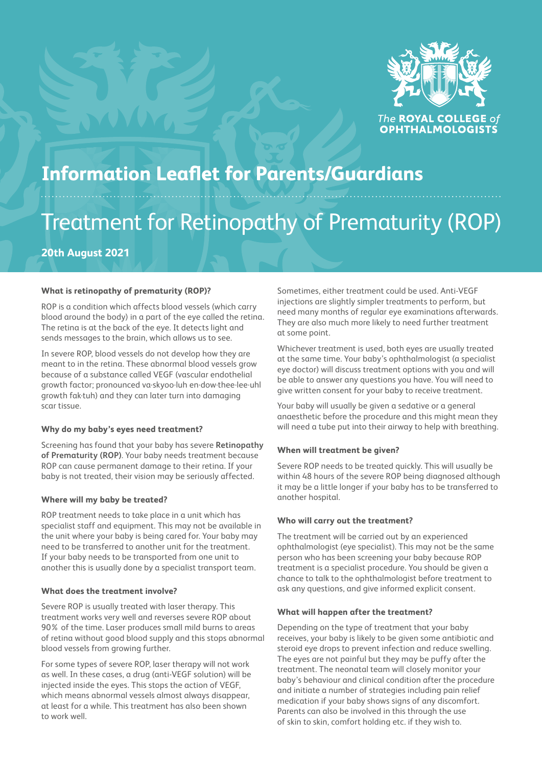The ROYAL COLLEGE of OPHTHALMOLOGISTS

# Information Leaflet for Parents/Guardians

# Treatment for Retinopathy of Prematurity (ROP)

**20th August 2021**

### What is retinopathy of prematurity (ROP)?

ROP is a condition which affects blood vessels (which carry blood around the body) in a part of the eye called the retina. The retina is at the back of the eye. It detects light and sends messages to the brain, which allows us to see.

In severe ROP, blood vessels do not develop how they are meant to in the retina. These abnormal blood vessels grow because of a substance called VEGF (vascular endothelial growth factor; pronounced va·skyoo·luh en·dow·thee·lee·uhl growth fak·tuh) and they can later turn into damaging scar tissue.

### Why do my baby's eyes need treatment?

Screening has found that your baby has severe **Retinopathy of Prematurity (ROP)**. Your baby needs treatment because ROP can cause permanent damage to their retina. If your baby is not treated, their vision may be seriously affected.

### Where will my baby be treated?

ROP treatment needs to take place in a unit which has specialist staff and equipment. This may not be available in the unit where your baby is being cared for. Your baby may need to be transferred to another unit for the treatment. If your baby needs to be transported from one unit to another this is usually done by a specialist transport team.

### What does the treatment involve?

Severe ROP is usually treated with laser therapy. This treatment works very well and reverses severe ROP about 90% of the time. Laser produces small mild burns to areas of retina without good blood supply and this stops abnormal blood vessels from growing further.

For some types of severe ROP, laser therapy will not work as well. In these cases, a drug (anti-VEGF solution) will be injected inside the eyes. This stops the action of VEGF, which means abnormal vessels almost always disappear, at least for a while. This treatment has also been shown to work well.

Sometimes, either treatment could be used. Anti-VEGF injections are slightly simpler treatments to perform, but need many months of regular eye examinations afterwards. They are also much more likely to need further treatment at some point.

Whichever treatment is used, both eyes are usually treated at the same time. Your baby's ophthalmologist (a specialist eye doctor) will discuss treatment options with you and will be able to answer any questions you have. You will need to give written consent for your baby to receive treatment.

Your baby will usually be given a sedative or a general anaesthetic before the procedure and this might mean they will need a tube put into their airway to help with breathing.

### When will treatment be given?

Severe ROP needs to be treated quickly. This will usually be within 48 hours of the severe ROP being diagnosed although it may be a little longer if your baby has to be transferred to another hospital.

### Who will carry out the treatment?

The treatment will be carried out by an experienced ophthalmologist (eye specialist). This may not be the same person who has been screening your baby because ROP treatment is a specialist procedure. You should be given a chance to talk to the ophthalmologist before treatment to ask any questions, and give informed explicit consent.

### What will happen after the treatment?

Depending on the type of treatment that your baby receives, your baby is likely to be given some antibiotic and steroid eye drops to prevent infection and reduce swelling. The eyes are not painful but they may be puffy after the treatment. The neonatal team will closely monitor your baby's behaviour and clinical condition after the procedure and initiate a number of strategies including pain relief medication if your baby shows signs of any discomfort. Parents can also be involved in this through the use of skin to skin, comfort holding etc. if they wish to.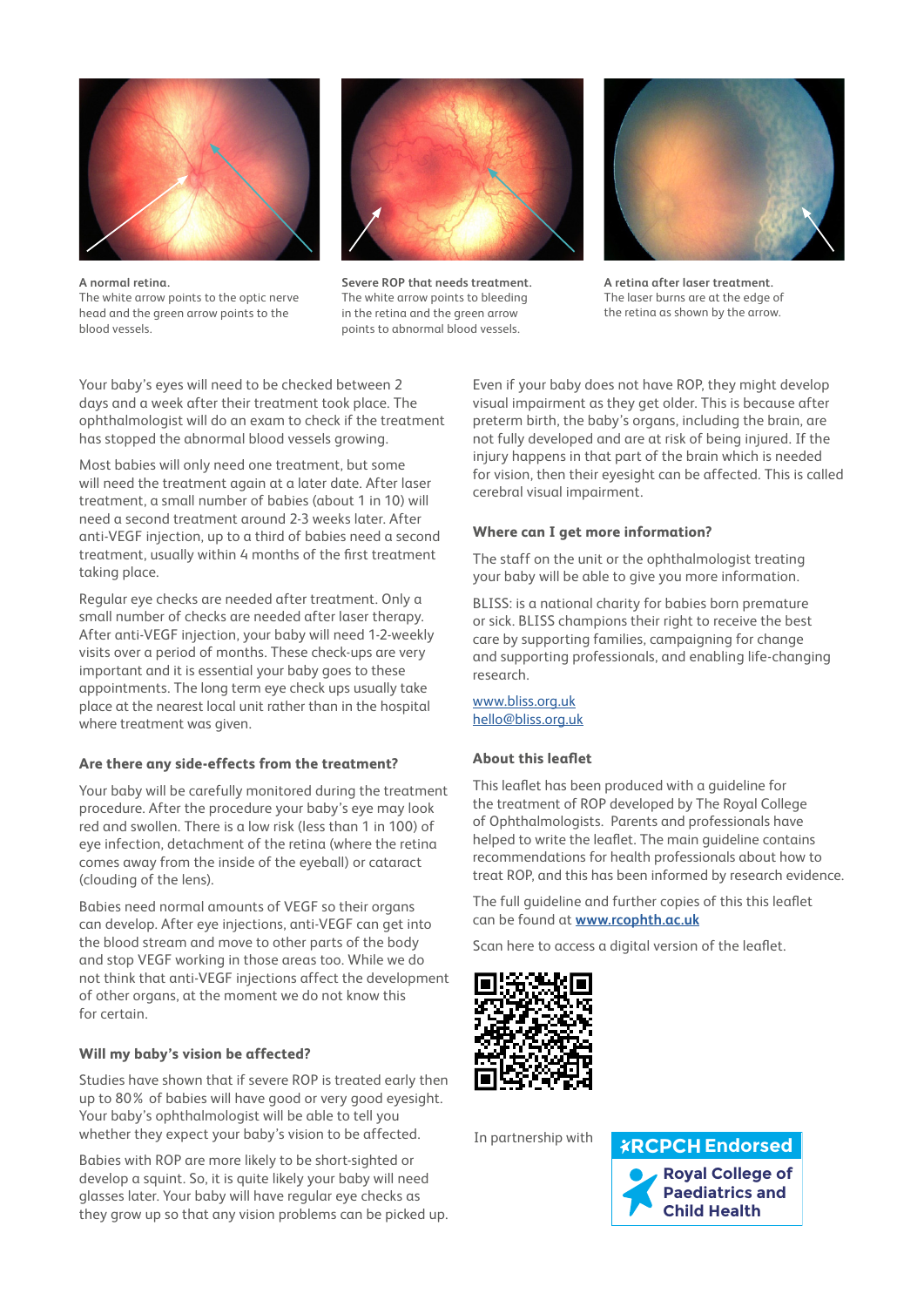**A normal retina.**
The white arrow points to the optic nerve head and the green arrow points to the blood vessels.

**Severe ROP that needs treatment.**
The white arrow points to bleeding in the retina and the green arrow points to abnormal blood vessels.

**A retina after laser treatment.**
The laser burns are at the edge of the retina as shown by the arrow.

Your baby's eyes will need to be checked between 2 days and a week after their treatment took place. The ophthalmologist will do an exam to check if the treatment has stopped the abnormal blood vessels growing.

Most babies will only need one treatment, but some will need the treatment again at a later date. After laser treatment, a small number of babies (about 1 in 10) will need a second treatment around 2-3 weeks later. After anti-VEGF injection, up to a third of babies need a second treatment, usually within 4 months of the first treatment taking place.

Regular eye checks are needed after treatment. Only a small number of checks are needed after laser therapy. After anti-VEGF injection, your baby will need 1-2-weekly visits over a period of months. These check-ups are very important and it is essential your baby goes to these appointments. The long term eye check up usually take place at the nearest local unit rather than in the hospital where treatment was given.

### Are there any side-effects from the treatment?

Your baby will be carefully monitored during the treatment procedure. After the procedure your baby's eye may look red and swollen. There is a low risk (less than 1 in 100) of eye infection, detachment of the retina (where the retina comes away from the inside of the eyeball) or cataract (clouding of the lens).

Babies need normal amounts of VEGF so their organs can develop. After eye injections, anti-VEGF can get into the blood stream and move to other parts of the body and stop VEGF working in those areas too. While we do not think that anti-VEGF injections affect the development of other organs, at the moment we do not know this for certain.

### Will my baby's vision be affected?

Studies have shown that if severe ROP is treated early then up to 80% of babies will have good or very good eyesight. Your baby's ophthalmologist will be able to tell you whether they expect your baby's vision to be affected.

Babies with ROP are more likely to be short-sighted or develop a squint. So, it is quite likely your baby will need glasses later. Your baby will have regular eye checks as they grow up so that any vision problems can be picked up.

Even if your baby does not have ROP, they might develop visual impairment as they get older. This is because after preterm birth, the baby's organs, including the brain, are not fully developed and are at risk of being injured. If the injury happens in that part of the brain which is needed for vision, then their eyesight can be affected. This is called cerebral visual impairment.

### Where can I get more information?

The staff on the unit or the ophthalmologist treating your baby will be able to give you more information.

BLISS: is a national charity for babies born premature or sick. BLISS champions their right to receive the best care by supporting families, campaigning for change and supporting professionals, and enabling life-changing research.

www.bliss.org.uk
hello@bliss.org.uk

### About this leaflet

This leaflet has been produced with a guideline for the treatment of ROP developed by The Royal College of Ophthalmologists. Parents and professionals have helped to write the leaflet. The main guideline contains recommendations for health professionals about how to treat ROP, and this has been informed by research evidence.

The full guideline and further copies of this this leaflet can be found at **www.rcophth.ac.uk**

Scan here to access a digital version of the leaflet.

In partnership with

RCPCH Endorsed
Royal College of Paediatrics and Child Health